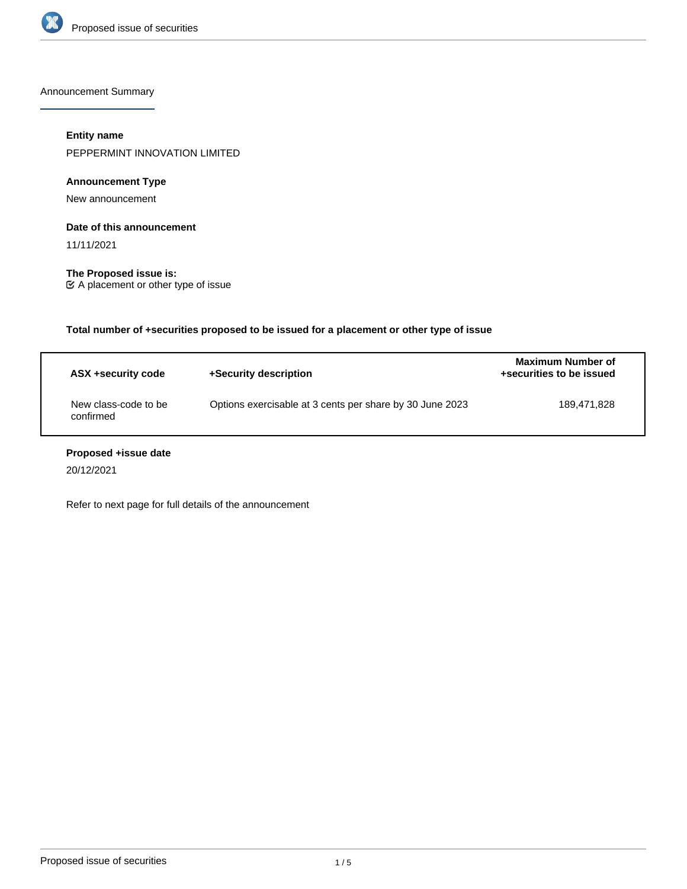Announcement Summary

**Entity name**

PEPPERMINT INNOVATION LIMITED

**Announcement Type**

New announcement

**Date of this announcement**

11/11/2021

**The Proposed issue is:**

☑ A placement or other type of issue

**Total number of +securities proposed to be issued for a placement or other type of issue**

| ASX +security code | +Security description | Maximum Number of +securities to be issued |
|---|---|---|
| New class-code to be confirmed | Options exercisable at 3 cents per share by 30 June 2023 | 189,471,828 |

**Proposed +issue date**

20/12/2021

Refer to next page for full details of the announcement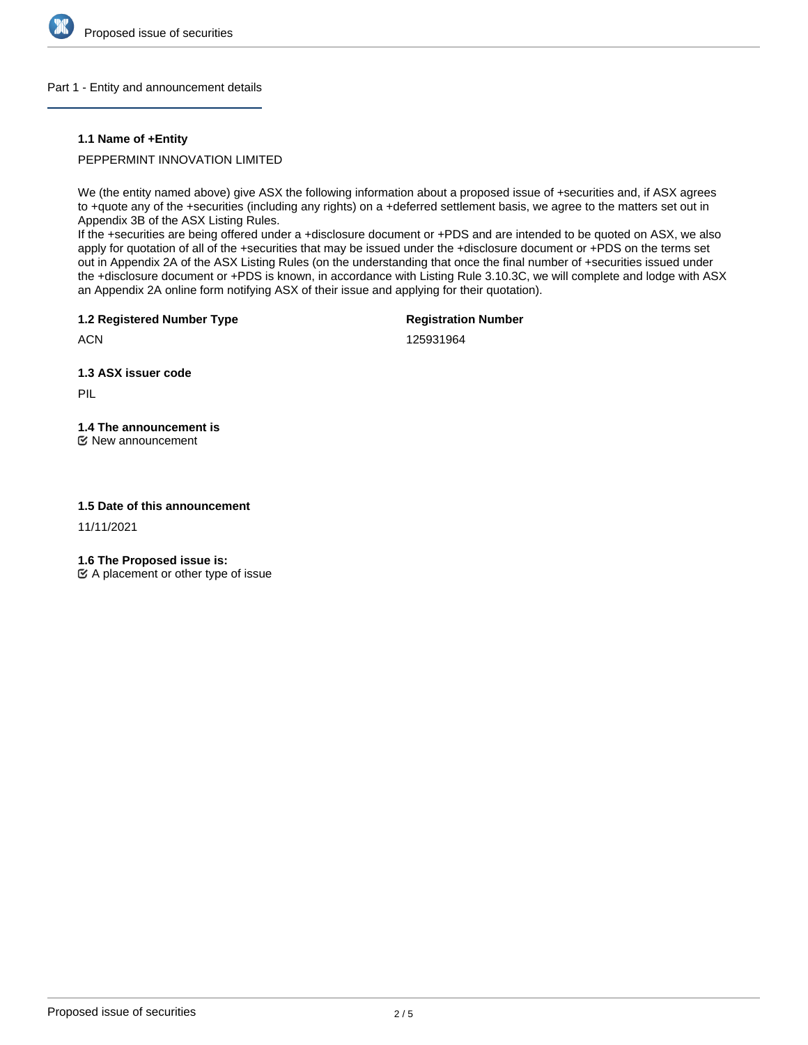## Part 1 - Entity and announcement details

### 1.1 Name of +Entity

PEPPERMINT INNOVATION LIMITED

We (the entity named above) give ASX the following information about a proposed issue of +securities and, if ASX agrees to +quote any of the +securities (including any rights) on a +deferred settlement basis, we agree to the matters set out in Appendix 3B of the ASX Listing Rules.
If the +securities are being offered under a +disclosure document or +PDS and are intended to be quoted on ASX, we also apply for quotation of all of the +securities that may be issued under the +disclosure document or +PDS on the terms set out in Appendix 2A of the ASX Listing Rules (on the understanding that once the final number of +securities issued under the +disclosure document or +PDS is known, in accordance with Listing Rule 3.10.3C, we will complete and lodge with ASX an Appendix 2A online form notifying ASX of their issue and applying for their quotation).

### 1.2 Registered Number Type

ACN

**Registration Number**

125931964

### 1.3 ASX issuer code

PIL

### 1.4 The announcement is

☑ New announcement

### 1.5 Date of this announcement

11/11/2021

### 1.6 The Proposed issue is:

☑ A placement or other type of issue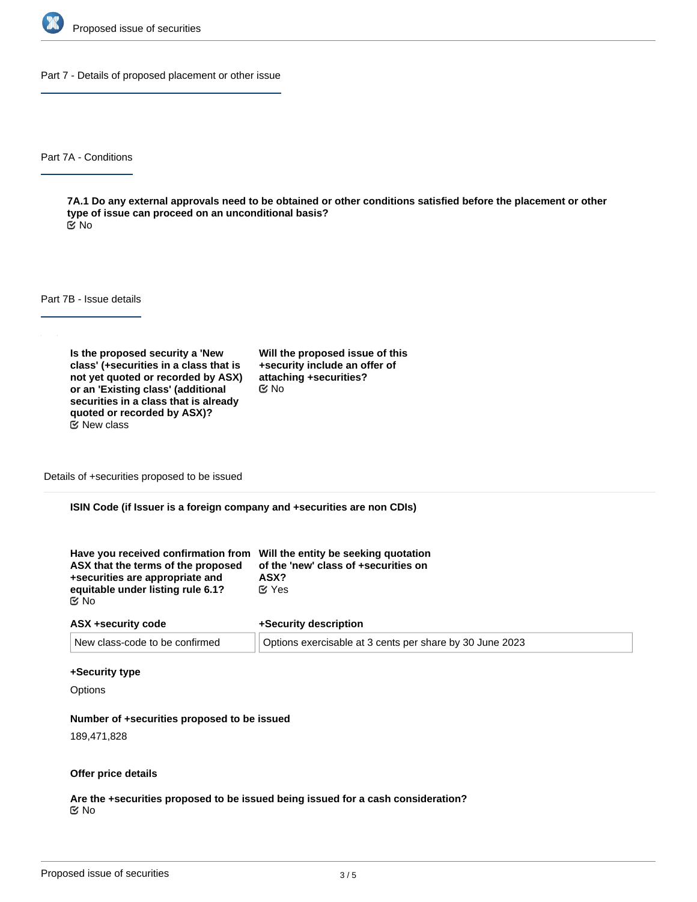## Part 7 - Details of proposed placement or other issue

### Part 7A - Conditions

**7A.1 Do any external approvals need to be obtained or other conditions satisfied before the placement or other type of issue can proceed on an unconditional basis?**

No

### Part 7B - Issue details

**Is the proposed security a 'New class' (+securities in a class that is not yet quoted or recorded by ASX) or an 'Existing class' (additional securities in a class that is already quoted or recorded by ASX)?**

New class

**Will the proposed issue of this +security include an offer of attaching +securities?**

No

Details of +securities proposed to be issued

**ISIN Code (if Issuer is a foreign company and +securities are non CDIs)**

**Have you received confirmation from ASX that the terms of the proposed +securities are appropriate and equitable under listing rule 6.1?**

No

**Will the entity be seeking quotation of the 'new' class of +securities on ASX?**

Yes

| ASX +security code | +Security description |
| --- | --- |
| New class-code to be confirmed | Options exercisable at 3 cents per share by 30 June 2023 |

**+Security type**

Options

**Number of +securities proposed to be issued**

189,471,828

**Offer price details**

**Are the +securities proposed to be issued being issued for a cash consideration?**

No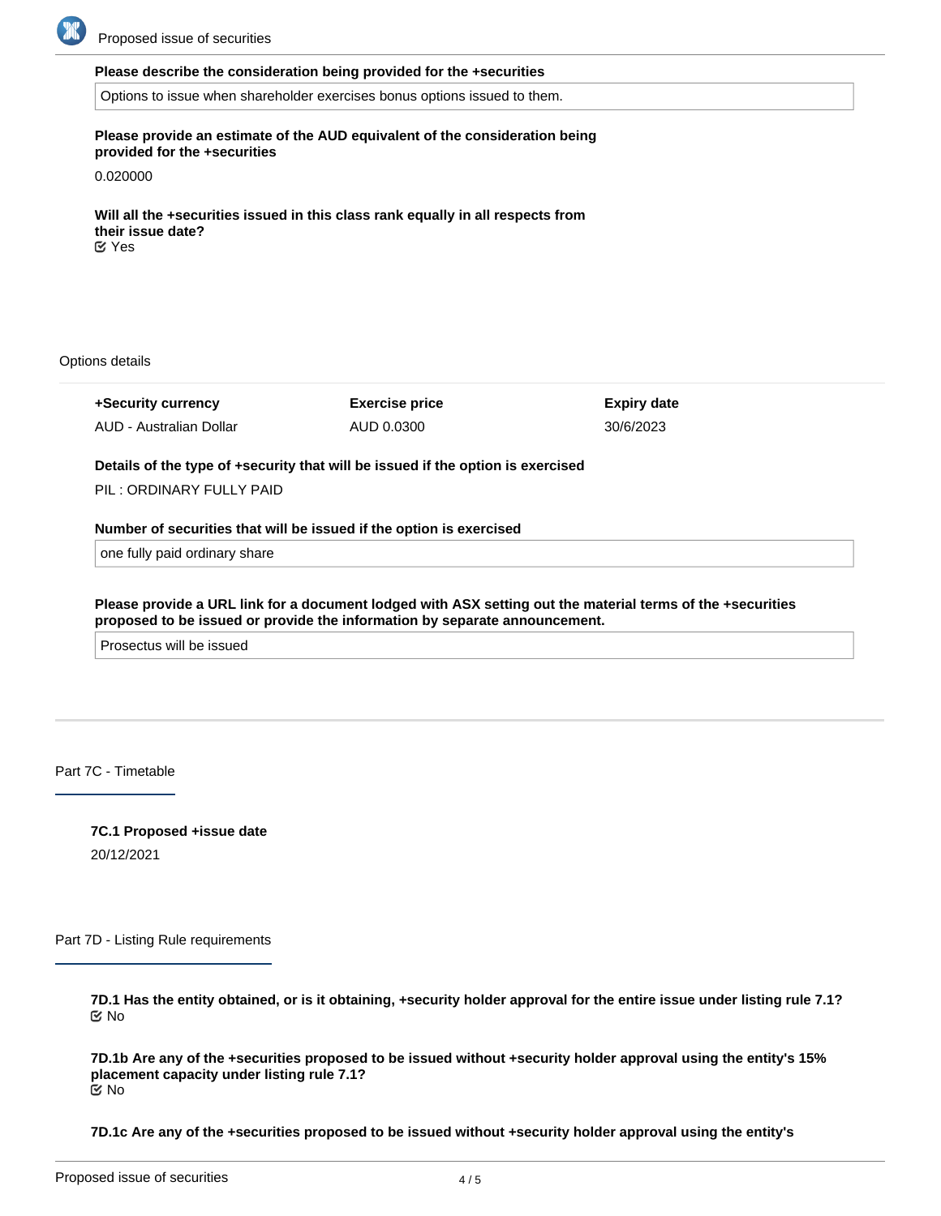**Please describe the consideration being provided for the +securities**

Options to issue when shareholder exercises bonus options issued to them.

**Please provide an estimate of the AUD equivalent of the consideration being provided for the +securities**

0.020000

**Will all the +securities issued in this class rank equally in all respects from their issue date?**

☑ Yes

Options details

| +Security currency | Exercise price | Expiry date |
| --- | --- | --- |
| AUD - Australian Dollar | AUD 0.0300 | 30/6/2023 |

**Details of the type of +security that will be issued if the option is exercised**

PIL : ORDINARY FULLY PAID

**Number of securities that will be issued if the option is exercised**

one fully paid ordinary share

**Please provide a URL link for a document lodged with ASX setting out the material terms of the +securities proposed to be issued or provide the information by separate announcement.**

Prosectus will be issued

## Part 7C - Timetable

**7C.1 Proposed +issue date**

20/12/2021

## Part 7D - Listing Rule requirements

**7D.1 Has the entity obtained, or is it obtaining, +security holder approval for the entire issue under listing rule 7.1?**

☑ No

**7D.1b Are any of the +securities proposed to be issued without +security holder approval using the entity's 15% placement capacity under listing rule 7.1?**

☑ No

**7D.1c Are any of the +securities proposed to be issued without +security holder approval using the entity's**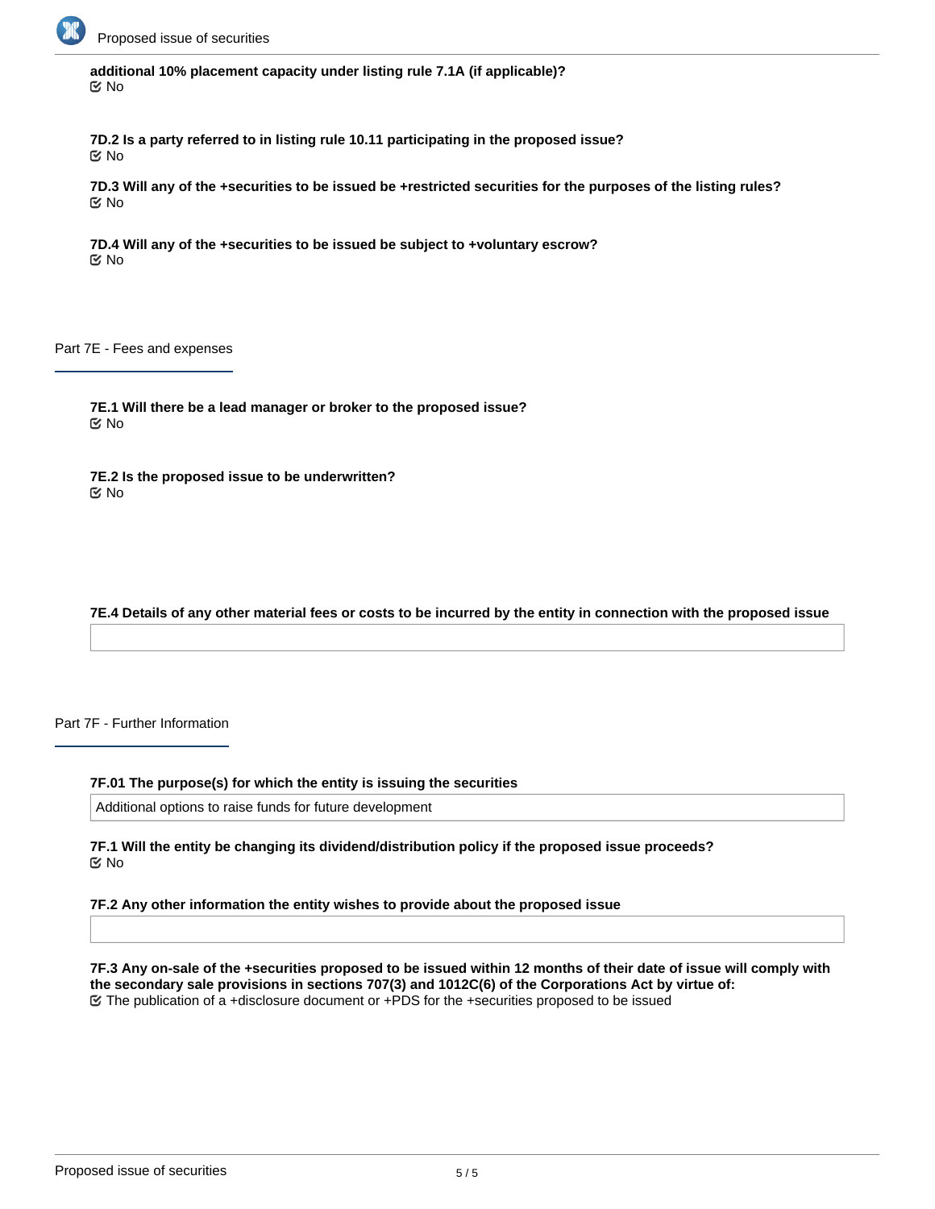**additional 10% placement capacity under listing rule 7.1A (if applicable)?**
☑ No

**7D.2 Is a party referred to in listing rule 10.11 participating in the proposed issue?**
☑ No

**7D.3 Will any of the +securities to be issued be +restricted securities for the purposes of the listing rules?**
☑ No

**7D.4 Will any of the +securities to be issued be subject to +voluntary escrow?**
☑ No

## Part 7E - Fees and expenses

**7E.1 Will there be a lead manager or broker to the proposed issue?**
☑ No

**7E.2 Is the proposed issue to be underwritten?**
☑ No

**7E.4 Details of any other material fees or costs to be incurred by the entity in connection with the proposed issue**

## Part 7F - Further Information

**7F.01 The purpose(s) for which the entity is issuing the securities**

Additional options to raise funds for future development

**7F.1 Will the entity be changing its dividend/distribution policy if the proposed issue proceeds?**
☑ No

**7F.2 Any other information the entity wishes to provide about the proposed issue**

**7F.3 Any on-sale of the +securities proposed to be issued within 12 months of their date of issue will comply with the secondary sale provisions in sections 707(3) and 1012C(6) of the Corporations Act by virtue of:**
☑ The publication of a +disclosure document or +PDS for the +securities proposed to be issued